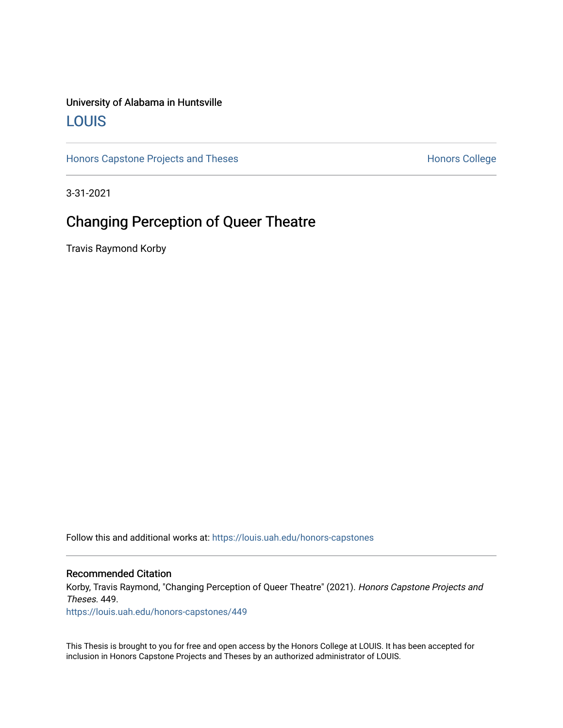University of Alabama in Huntsville

## LOUIS

Honors Capstone Projects and Theses | Honors College

3-31-2021

# Changing Perception of Queer Theatre

Travis Raymond Korby

Follow this and additional works at: https://louis.uah.edu/honors-capstones

### Recommended Citation

Korby, Travis Raymond, "Changing Perception of Queer Theatre" (2021). *Honors Capstone Projects and Theses*. 449.
https://louis.uah.edu/honors-capstones/449

This Thesis is brought to you for free and open access by the Honors College at LOUIS. It has been accepted for inclusion in Honors Capstone Projects and Theses by an authorized administrator of LOUIS.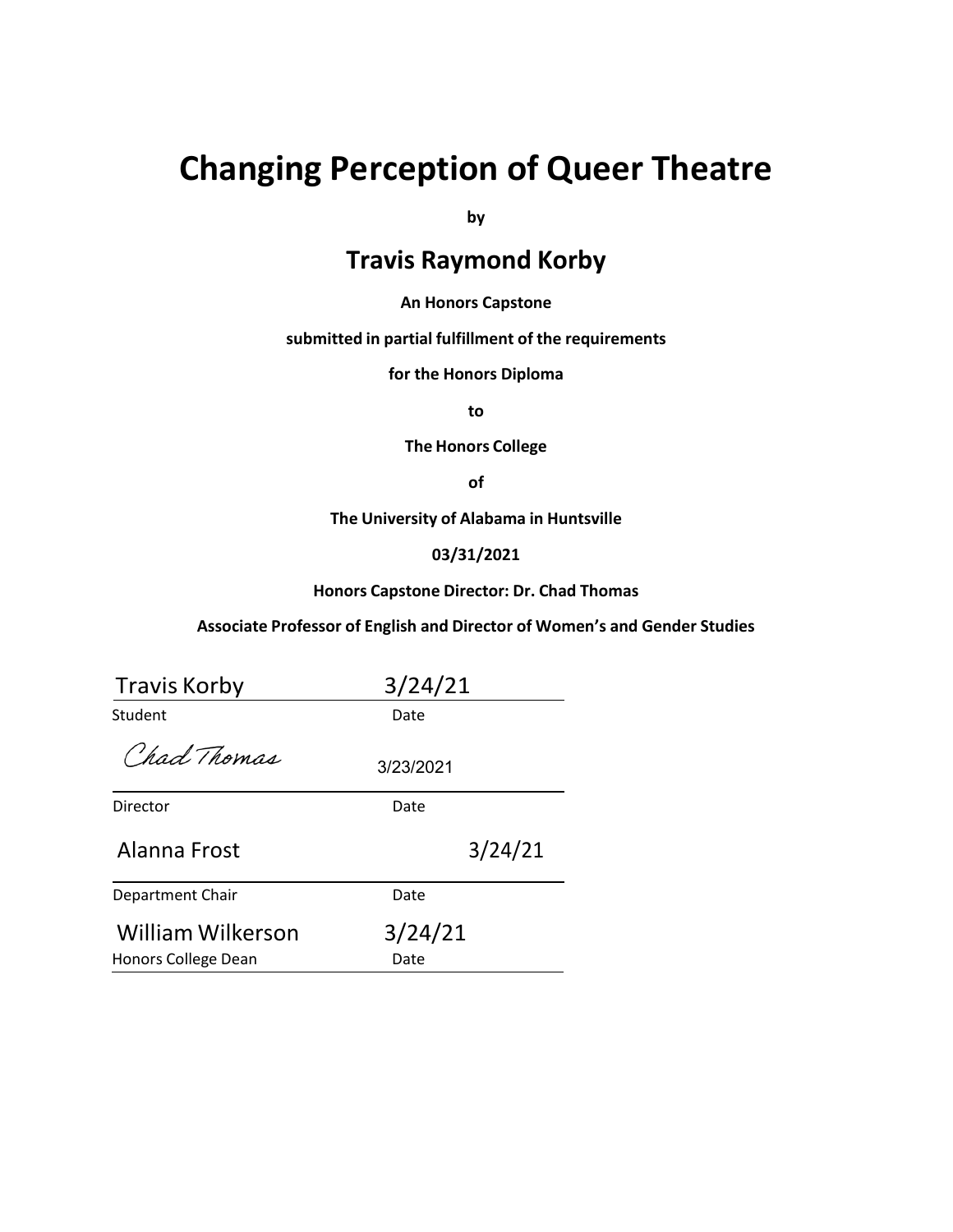# Changing Perception of Queer Theatre

**by**

## Travis Raymond Korby

**An Honors Capstone**

**submitted in partial fulfillment of the requirements**

**for the Honors Diploma**

**to**

**The Honors College**

**of**

**The University of Alabama in Huntsville**

**03/31/2021**

**Honors Capstone Director: Dr. Chad Thomas**

**Associate Professor of English and Director of Women's and Gender Studies**

Travis Korby 3/24/21

Student Date

Chad Thomas 3/23/2021

Director Date

Alanna Frost 3/24/21

Department Chair Date

William Wilkerson 3/24/21

Honors College Dean Date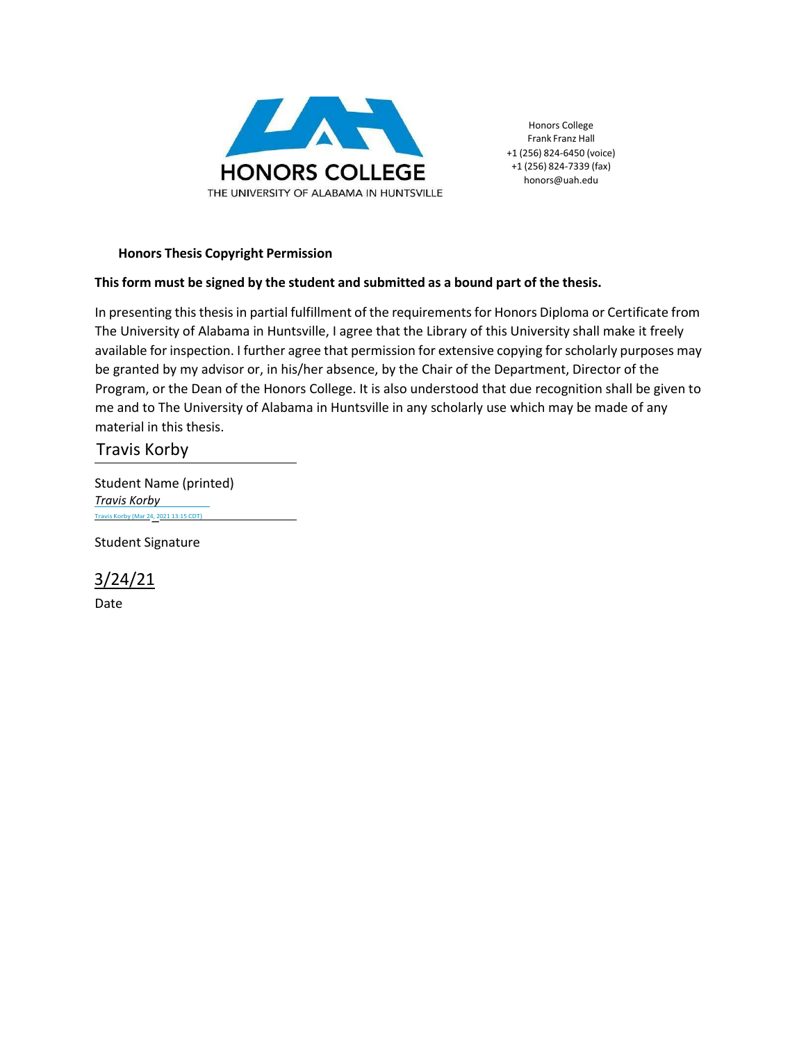HONORS COLLEGE

THE UNIVERSITY OF ALABAMA IN HUNTSVILLE

Honors College
Frank Franz Hall
+1 (256) 824-6450 (voice)
+1 (256) 824-7339 (fax)
honors@uah.edu

**Honors Thesis Copyright Permission**

**This form must be signed by the student and submitted as a bound part of the thesis.**

In presenting this thesis in partial fulfillment of the requirements for Honors Diploma or Certificate from The University of Alabama in Huntsville, I agree that the Library of this University shall make it freely available for inspection. I further agree that permission for extensive copying for scholarly purposes may be granted by my advisor or, in his/her absence, by the Chair of the Department, Director of the Program, or the Dean of the Honors College. It is also understood that due recognition shall be given to me and to The University of Alabama in Huntsville in any scholarly use which may be made of any material in this thesis.

Travis Korby

Student Name (printed)

*Travis Korby*
Travis Korby (Mar 24, 2021 13:15 CDT)

Student Signature

3/24/21

Date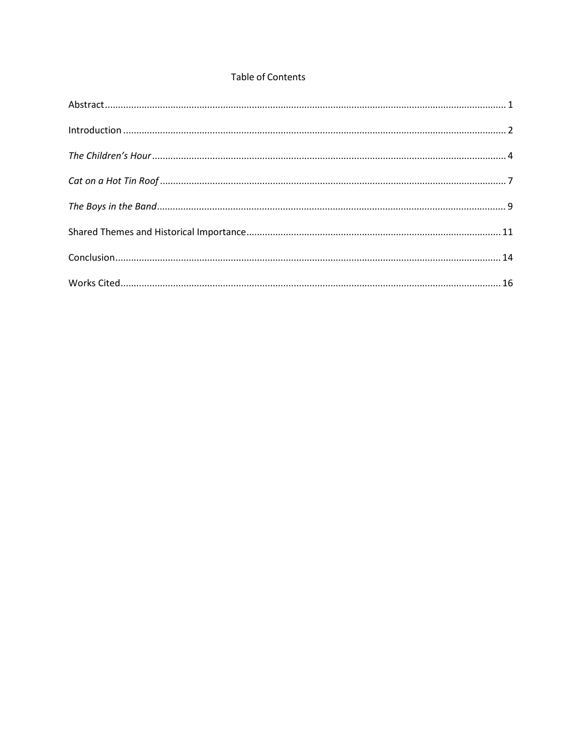# Table of Contents

Abstract ........................................................................................................................................ 1

Introduction ................................................................................................................................. 2

*The Children's Hour* ...................................................................................................................... 4

*Cat on a Hot Tin Roof* ................................................................................................................... 7

*The Boys in the Band* ..................................................................................................................... 9

Shared Themes and Historical Importance ................................................................................ 11

Conclusion .................................................................................................................................. 14

Works Cited ................................................................................................................................. 16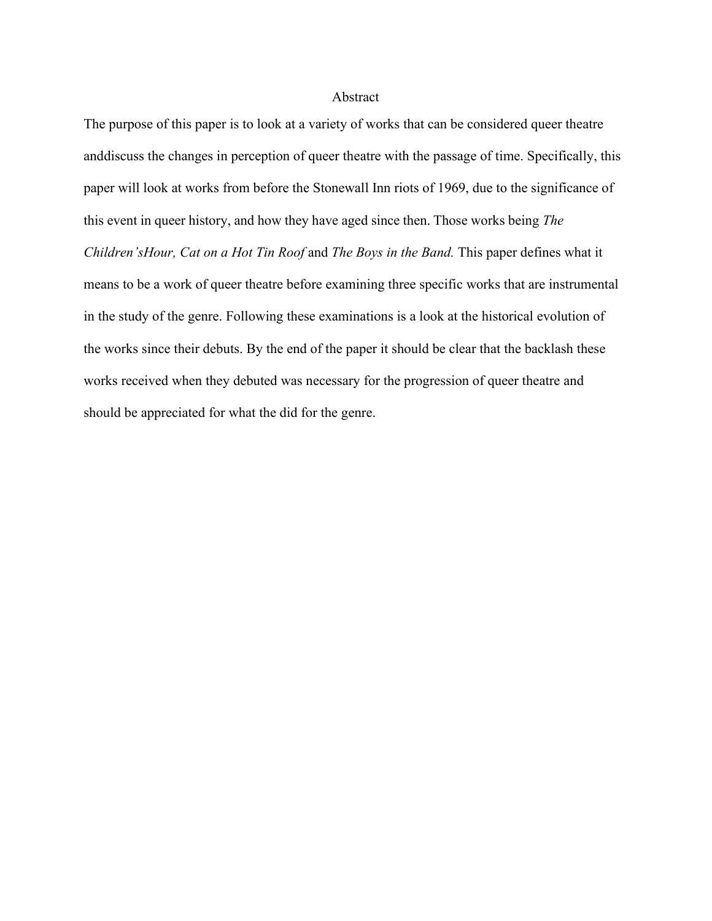# Abstract

The purpose of this paper is to look at a variety of works that can be considered queer theatre anddiscuss the changes in perception of queer theatre with the passage of time. Specifically, this paper will look at works from before the Stonewall Inn riots of 1969, due to the significance of this event in queer history, and how they have aged since then. Those works being *The Children'sHour, Cat on a Hot Tin Roof* and *The Boys in the Band.* This paper defines what it means to be a work of queer theatre before examining three specific works that are instrumental in the study of the genre. Following these examinations is a look at the historical evolution of the works since their debuts. By the end of the paper it should be clear that the backlash these works received when they debuted was necessary for the progression of queer theatre and should be appreciated for what the did for the genre.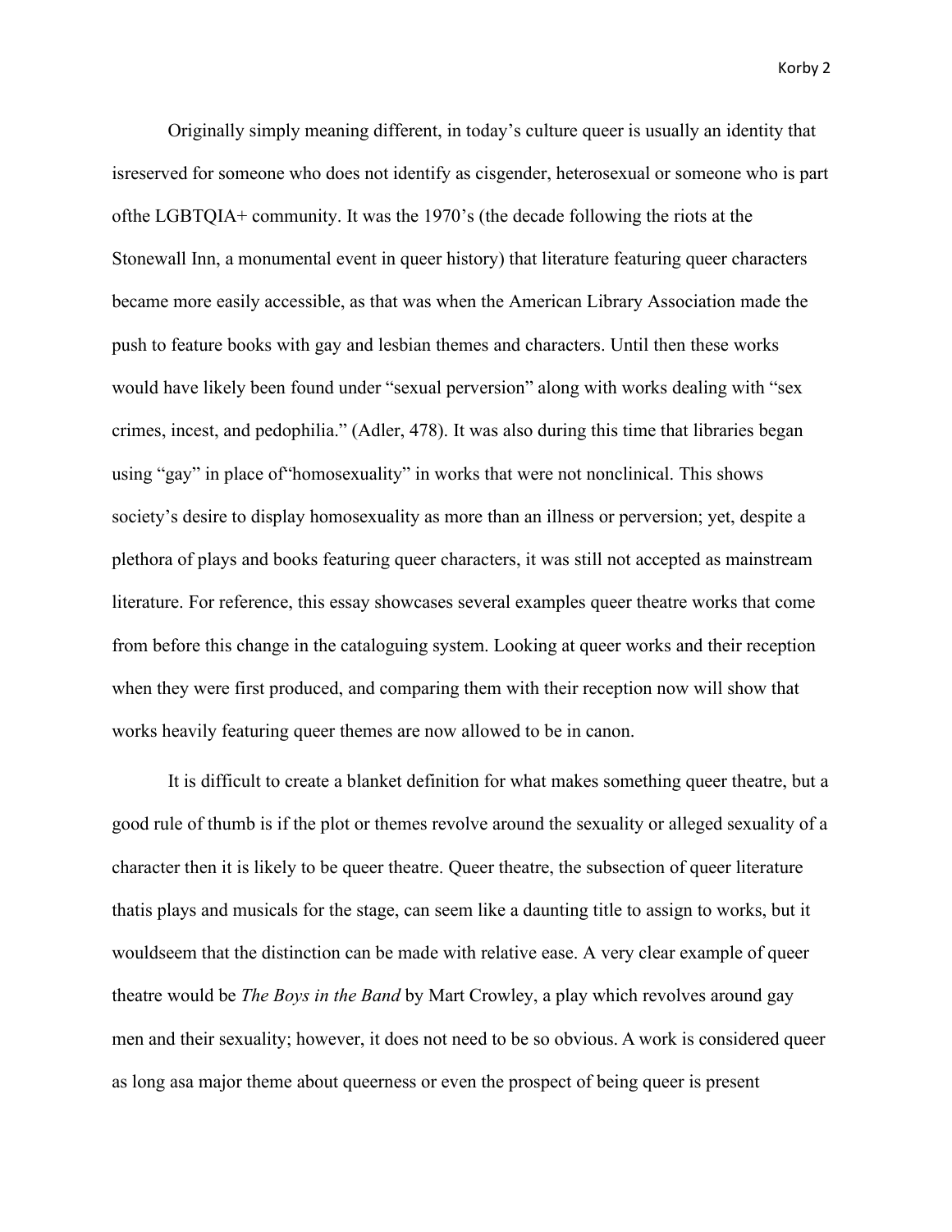Originally simply meaning different, in today's culture queer is usually an identity that isreserved for someone who does not identify as cisgender, heterosexual or someone who is part ofthe LGBTQIA+ community. It was the 1970's (the decade following the riots at the Stonewall Inn, a monumental event in queer history) that literature featuring queer characters became more easily accessible, as that was when the American Library Association made the push to feature books with gay and lesbian themes and characters. Until then these works would have likely been found under "sexual perversion" along with works dealing with "sex crimes, incest, and pedophilia." (Adler, 478). It was also during this time that libraries began using "gay" in place of"homosexuality" in works that were not nonclinical. This shows society's desire to display homosexuality as more than an illness or perversion; yet, despite a plethora of plays and books featuring queer characters, it was still not accepted as mainstream literature. For reference, this essay showcases several examples queer theatre works that come from before this change in the cataloguing system. Looking at queer works and their reception when they were first produced, and comparing them with their reception now will show that works heavily featuring queer themes are now allowed to be in canon.

It is difficult to create a blanket definition for what makes something queer theatre, but a good rule of thumb is if the plot or themes revolve around the sexuality or alleged sexuality of a character then it is likely to be queer theatre. Queer theatre, the subsection of queer literature thatis plays and musicals for the stage, can seem like a daunting title to assign to works, but it wouldseem that the distinction can be made with relative ease. A very clear example of queer theatre would be *The Boys in the Band* by Mart Crowley, a play which revolves around gay men and their sexuality; however, it does not need to be so obvious. A work is considered queer as long asa major theme about queerness or even the prospect of being queer is present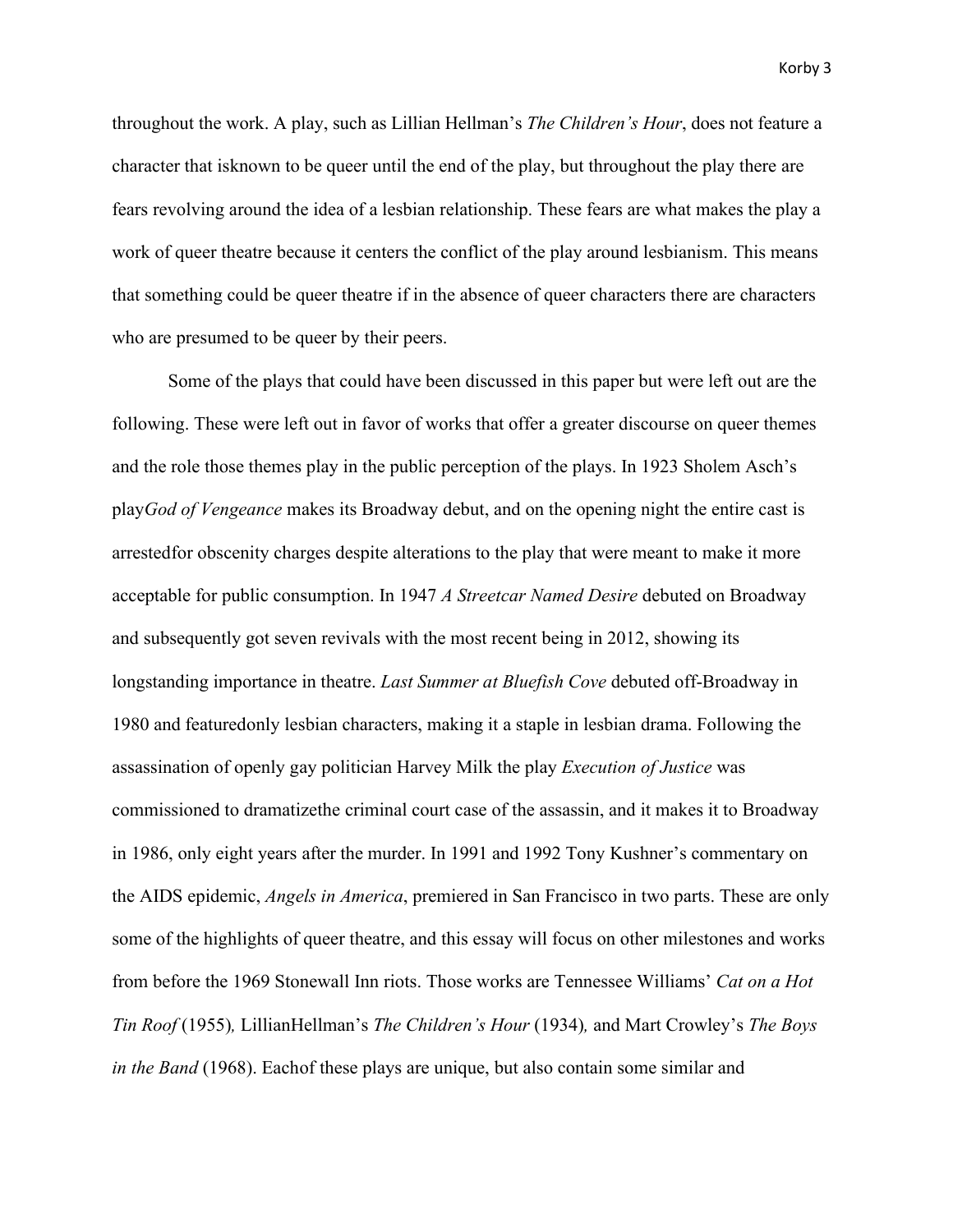throughout the work. A play, such as Lillian Hellman's *The Children's Hour*, does not feature a character that isknown to be queer until the end of the play, but throughout the play there are fears revolving around the idea of a lesbian relationship. These fears are what makes the play a work of queer theatre because it centers the conflict of the play around lesbianism. This means that something could be queer theatre if in the absence of queer characters there are characters who are presumed to be queer by their peers.

Some of the plays that could have been discussed in this paper but were left out are the following. These were left out in favor of works that offer a greater discourse on queer themes and the role those themes play in the public perception of the plays. In 1923 Sholem Asch's play*God of Vengeance* makes its Broadway debut, and on the opening night the entire cast is arrestedfor obscenity charges despite alterations to the play that were meant to make it more acceptable for public consumption. In 1947 *A Streetcar Named Desire* debuted on Broadway and subsequently got seven revivals with the most recent being in 2012, showing its longstanding importance in theatre. *Last Summer at Bluefish Cove* debuted off-Broadway in 1980 and featuredonly lesbian characters, making it a staple in lesbian drama. Following the assassination of openly gay politician Harvey Milk the play *Execution of Justice* was commissioned to dramatizethe criminal court case of the assassin, and it makes it to Broadway in 1986, only eight years after the murder. In 1991 and 1992 Tony Kushner's commentary on the AIDS epidemic, *Angels in America*, premiered in San Francisco in two parts. These are only some of the highlights of queer theatre, and this essay will focus on other milestones and works from before the 1969 Stonewall Inn riots. Those works are Tennessee Williams' *Cat on a Hot Tin Roof* (1955)*,* LillianHellman's *The Children's Hour* (1934)*,* and Mart Crowley's *The Boys in the Band* (1968). Eachof these plays are unique, but also contain some similar and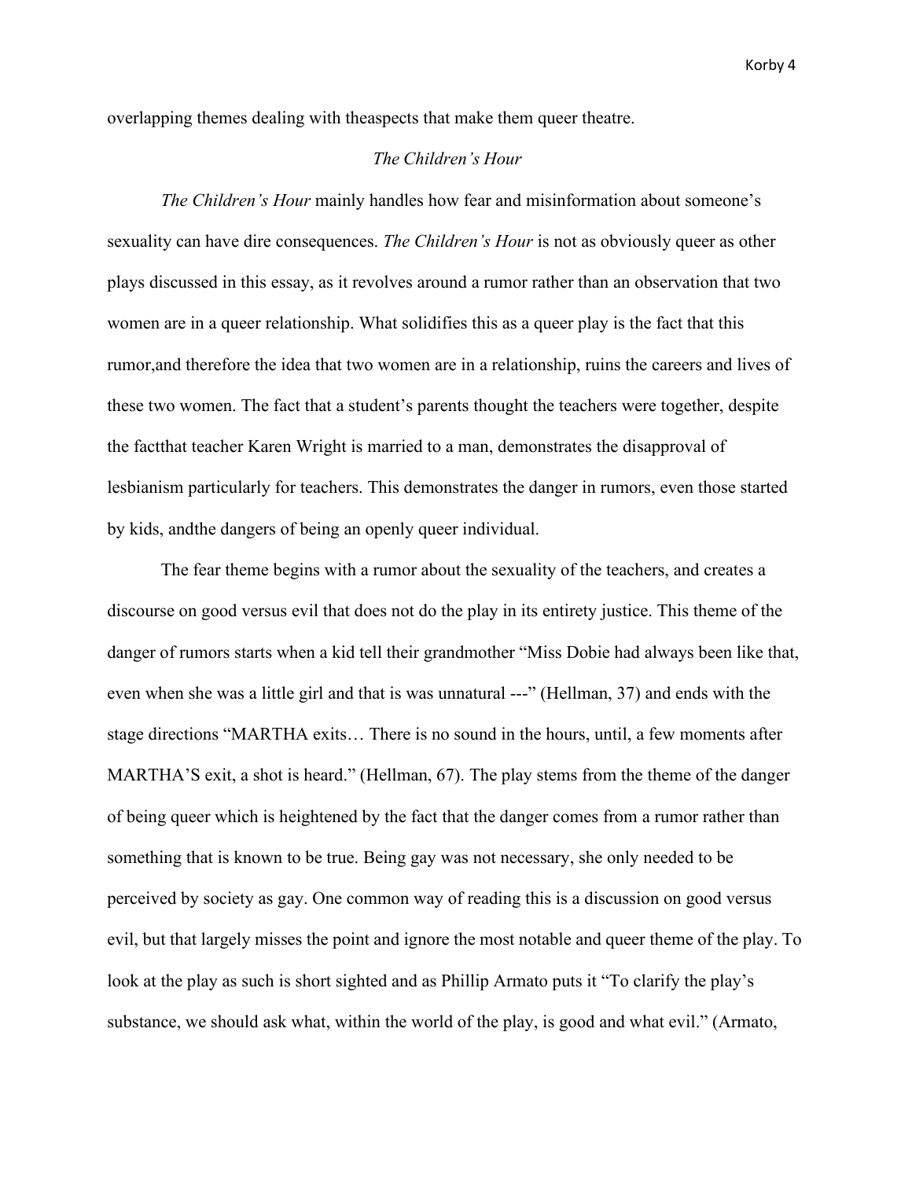overlapping themes dealing with theaspects that make them queer theatre.

## *The Children's Hour*

*The Children's Hour* mainly handles how fear and misinformation about someone's sexuality can have dire consequences. *The Children's Hour* is not as obviously queer as other plays discussed in this essay, as it revolves around a rumor rather than an observation that two women are in a queer relationship. What solidifies this as a queer play is the fact that this rumor,and therefore the idea that two women are in a relationship, ruins the careers and lives of these two women. The fact that a student's parents thought the teachers were together, despite the factthat teacher Karen Wright is married to a man, demonstrates the disapproval of lesbianism particularly for teachers. This demonstrates the danger in rumors, even those started by kids, andthe dangers of being an openly queer individual.

The fear theme begins with a rumor about the sexuality of the teachers, and creates a discourse on good versus evil that does not do the play in its entirety justice. This theme of the danger of rumors starts when a kid tell their grandmother "Miss Dobie had always been like that, even when she was a little girl and that is was unnatural ---" (Hellman, 37) and ends with the stage directions "MARTHA exits… There is no sound in the hours, until, a few moments after MARTHA'S exit, a shot is heard." (Hellman, 67). The play stems from the theme of the danger of being queer which is heightened by the fact that the danger comes from a rumor rather than something that is known to be true. Being gay was not necessary, she only needed to be perceived by society as gay. One common way of reading this is a discussion on good versus evil, but that largely misses the point and ignore the most notable and queer theme of the play. To look at the play as such is short sighted and as Phillip Armato puts it "To clarify the play's substance, we should ask what, within the world of the play, is good and what evil." (Armato,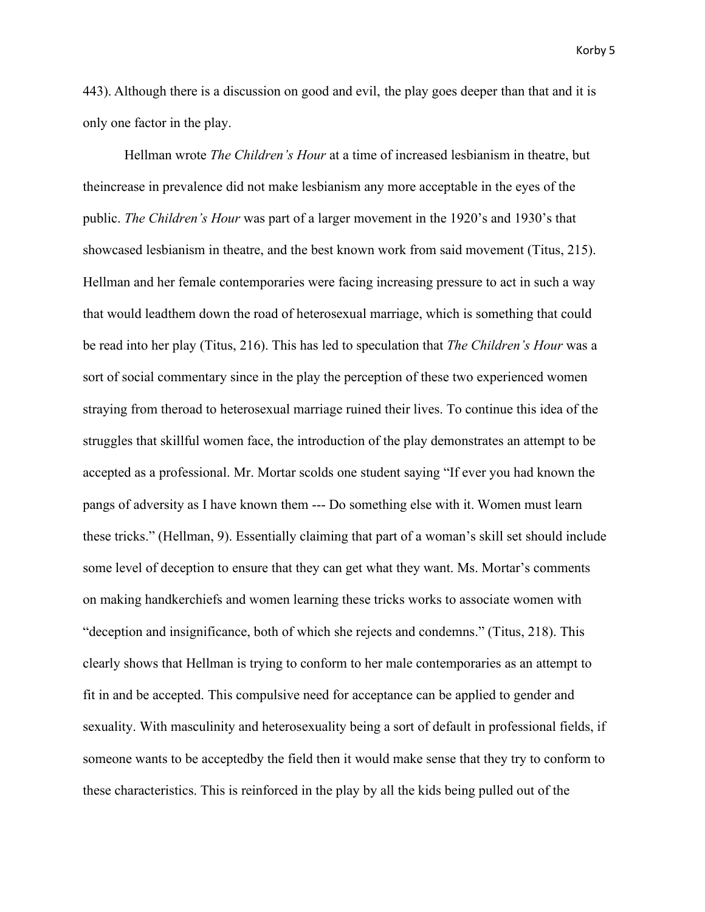443). Although there is a discussion on good and evil, the play goes deeper than that and it is only one factor in the play.

Hellman wrote *The Children's Hour* at a time of increased lesbianism in theatre, but theincrease in prevalence did not make lesbianism any more acceptable in the eyes of the public. *The Children's Hour* was part of a larger movement in the 1920's and 1930's that showcased lesbianism in theatre, and the best known work from said movement (Titus, 215). Hellman and her female contemporaries were facing increasing pressure to act in such a way that would leadthem down the road of heterosexual marriage, which is something that could be read into her play (Titus, 216). This has led to speculation that *The Children's Hour* was a sort of social commentary since in the play the perception of these two experienced women straying from theroad to heterosexual marriage ruined their lives. To continue this idea of the struggles that skillful women face, the introduction of the play demonstrates an attempt to be accepted as a professional. Mr. Mortar scolds one student saying "If ever you had known the pangs of adversity as I have known them --- Do something else with it. Women must learn these tricks." (Hellman, 9). Essentially claiming that part of a woman's skill set should include some level of deception to ensure that they can get what they want. Ms. Mortar's comments on making handkerchiefs and women learning these tricks works to associate women with "deception and insignificance, both of which she rejects and condemns." (Titus, 218). This clearly shows that Hellman is trying to conform to her male contemporaries as an attempt to fit in and be accepted. This compulsive need for acceptance can be applied to gender and sexuality. With masculinity and heterosexuality being a sort of default in professional fields, if someone wants to be acceptedby the field then it would make sense that they try to conform to these characteristics. This is reinforced in the play by all the kids being pulled out of the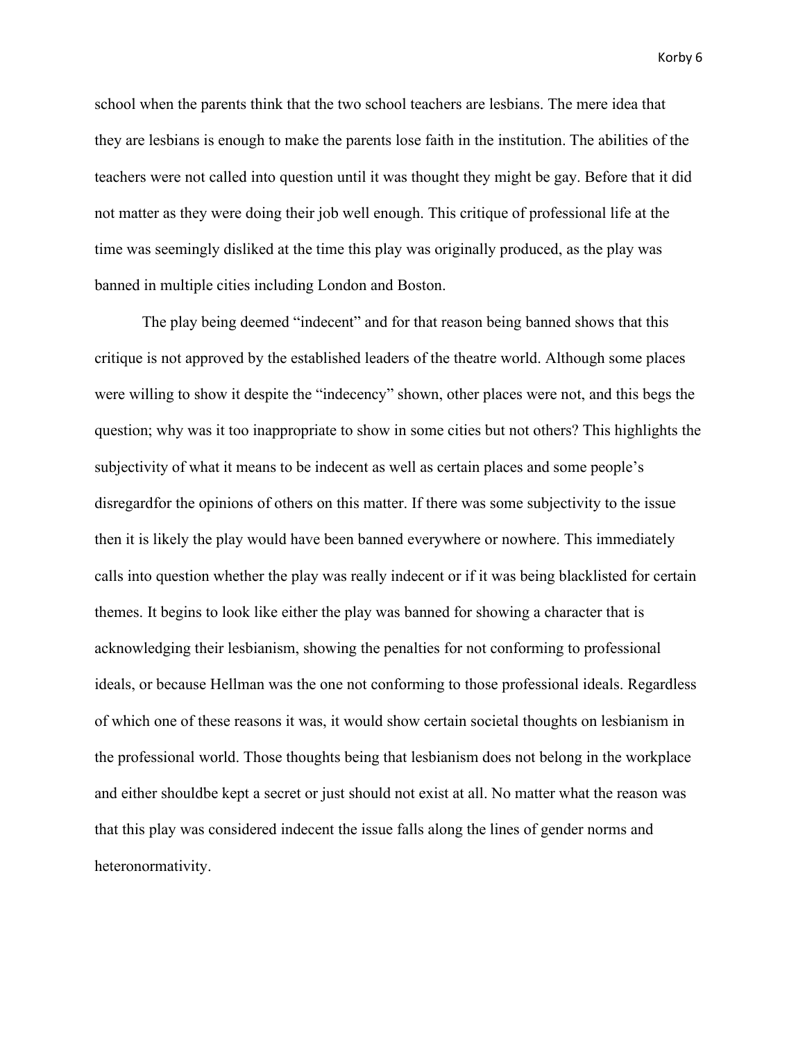school when the parents think that the two school teachers are lesbians. The mere idea that they are lesbians is enough to make the parents lose faith in the institution. The abilities of the teachers were not called into question until it was thought they might be gay. Before that it did not matter as they were doing their job well enough. This critique of professional life at the time was seemingly disliked at the time this play was originally produced, as the play was banned in multiple cities including London and Boston.

The play being deemed "indecent" and for that reason being banned shows that this critique is not approved by the established leaders of the theatre world. Although some places were willing to show it despite the "indecency" shown, other places were not, and this begs the question; why was it too inappropriate to show in some cities but not others? This highlights the subjectivity of what it means to be indecent as well as certain places and some people's disregardfor the opinions of others on this matter. If there was some subjectivity to the issue then it is likely the play would have been banned everywhere or nowhere. This immediately calls into question whether the play was really indecent or if it was being blacklisted for certain themes. It begins to look like either the play was banned for showing a character that is acknowledging their lesbianism, showing the penalties for not conforming to professional ideals, or because Hellman was the one not conforming to those professional ideals. Regardless of which one of these reasons it was, it would show certain societal thoughts on lesbianism in the professional world. Those thoughts being that lesbianism does not belong in the workplace and either shouldbe kept a secret or just should not exist at all. No matter what the reason was that this play was considered indecent the issue falls along the lines of gender norms and heteronormativity.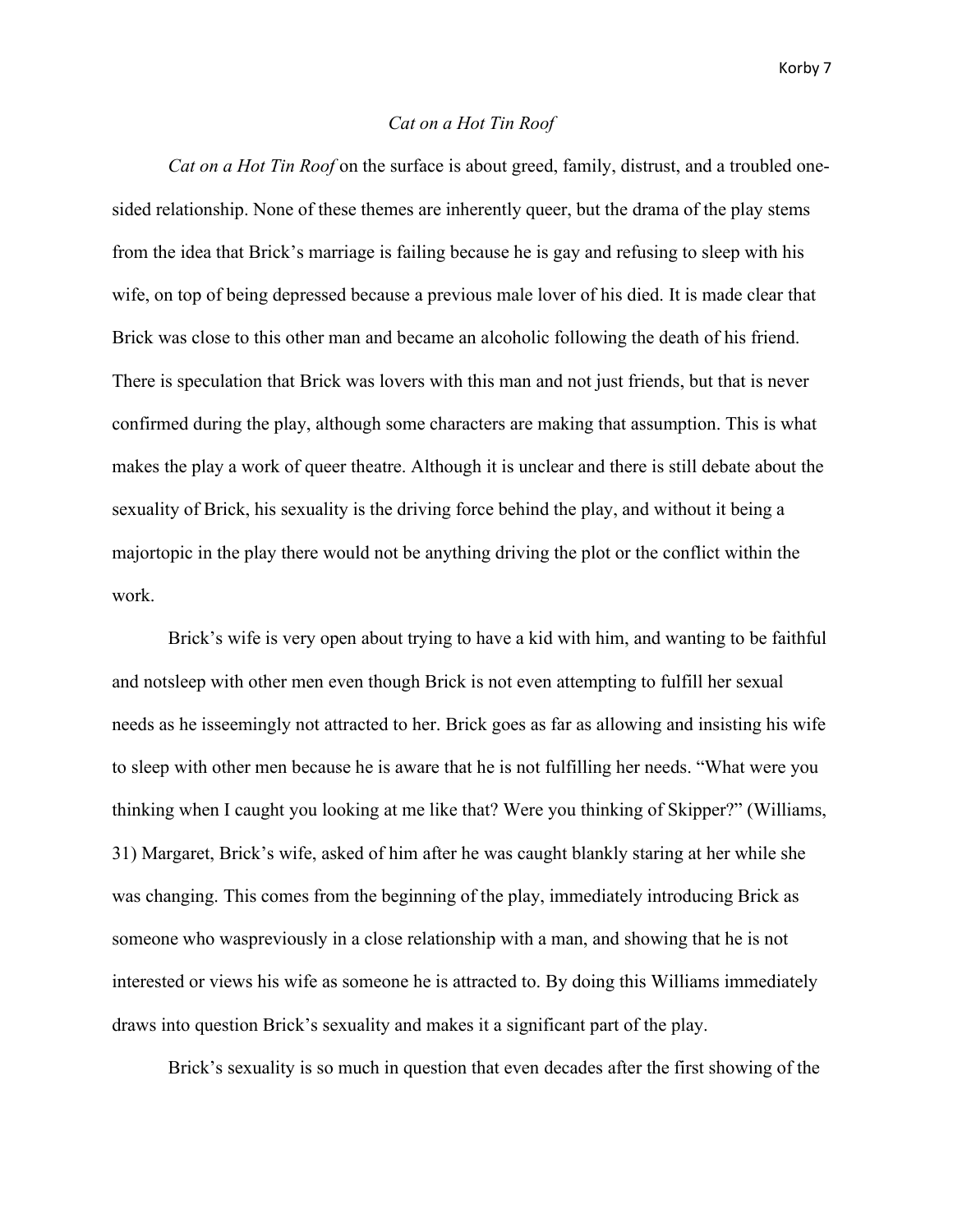# *Cat on a Hot Tin Roof*

*Cat on a Hot Tin Roof* on the surface is about greed, family, distrust, and a troubled one-sided relationship. None of these themes are inherently queer, but the drama of the play stems from the idea that Brick's marriage is failing because he is gay and refusing to sleep with his wife, on top of being depressed because a previous male lover of his died. It is made clear that Brick was close to this other man and became an alcoholic following the death of his friend. There is speculation that Brick was lovers with this man and not just friends, but that is never confirmed during the play, although some characters are making that assumption. This is what makes the play a work of queer theatre. Although it is unclear and there is still debate about the sexuality of Brick, his sexuality is the driving force behind the play, and without it being a majortopic in the play there would not be anything driving the plot or the conflict within the work.

Brick's wife is very open about trying to have a kid with him, and wanting to be faithful and notsleep with other men even though Brick is not even attempting to fulfill her sexual needs as he isseemingly not attracted to her. Brick goes as far as allowing and insisting his wife to sleep with other men because he is aware that he is not fulfilling her needs. "What were you thinking when I caught you looking at me like that? Were you thinking of Skipper?" (Williams, 31) Margaret, Brick's wife, asked of him after he was caught blankly staring at her while she was changing. This comes from the beginning of the play, immediately introducing Brick as someone who waspreviously in a close relationship with a man, and showing that he is not interested or views his wife as someone he is attracted to. By doing this Williams immediately draws into question Brick's sexuality and makes it a significant part of the play.

Brick's sexuality is so much in question that even decades after the first showing of the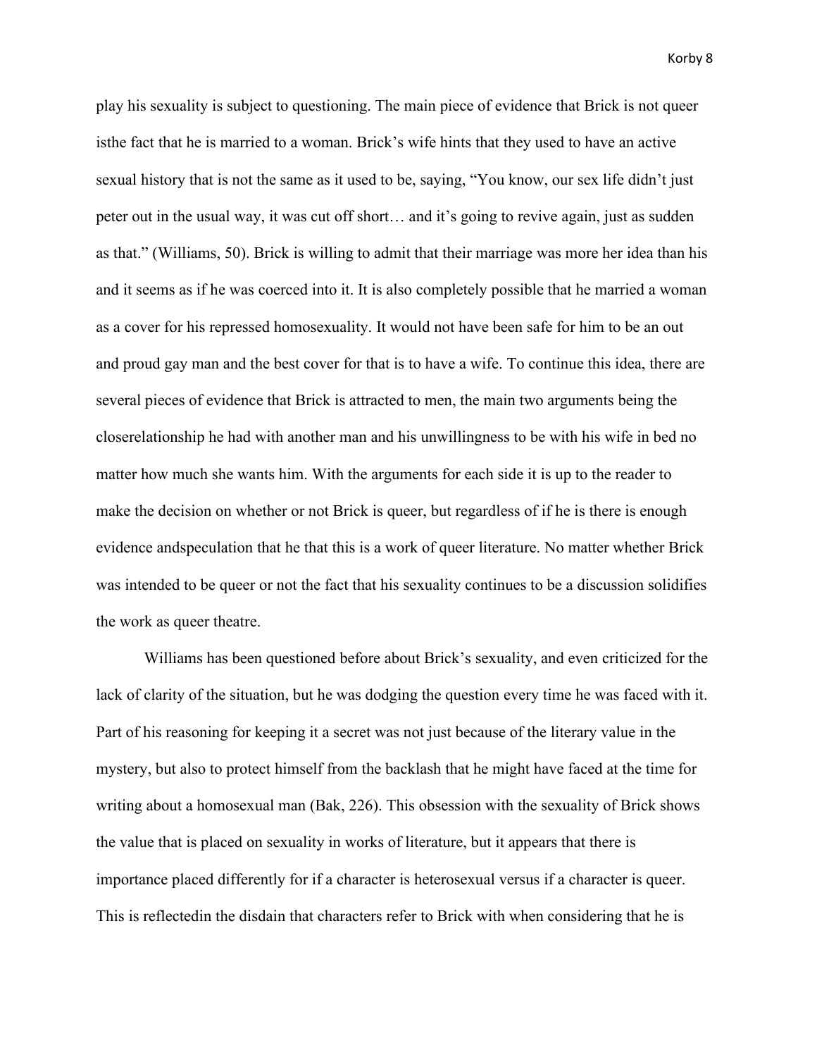play his sexuality is subject to questioning. The main piece of evidence that Brick is not queer isthe fact that he is married to a woman. Brick's wife hints that they used to have an active sexual history that is not the same as it used to be, saying, "You know, our sex life didn't just peter out in the usual way, it was cut off short… and it's going to revive again, just as sudden as that." (Williams, 50). Brick is willing to admit that their marriage was more her idea than his and it seems as if he was coerced into it. It is also completely possible that he married a woman as a cover for his repressed homosexuality. It would not have been safe for him to be an out and proud gay man and the best cover for that is to have a wife. To continue this idea, there are several pieces of evidence that Brick is attracted to men, the main two arguments being the closerelationship he had with another man and his unwillingness to be with his wife in bed no matter how much she wants him. With the arguments for each side it is up to the reader to make the decision on whether or not Brick is queer, but regardless of if he is there is enough evidence andspeculation that he that this is a work of queer literature. No matter whether Brick was intended to be queer or not the fact that his sexuality continues to be a discussion solidifies the work as queer theatre.

Williams has been questioned before about Brick's sexuality, and even criticized for the lack of clarity of the situation, but he was dodging the question every time he was faced with it. Part of his reasoning for keeping it a secret was not just because of the literary value in the mystery, but also to protect himself from the backlash that he might have faced at the time for writing about a homosexual man (Bak, 226). This obsession with the sexuality of Brick shows the value that is placed on sexuality in works of literature, but it appears that there is importance placed differently for if a character is heterosexual versus if a character is queer. This is reflectedin the disdain that characters refer to Brick with when considering that he is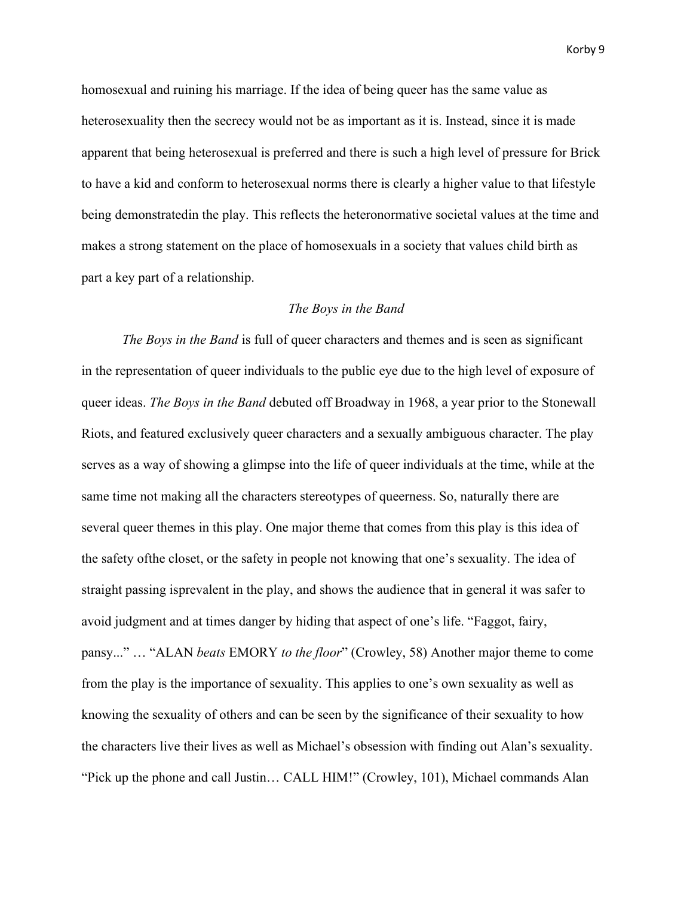homosexual and ruining his marriage. If the idea of being queer has the same value as heterosexuality then the secrecy would not be as important as it is. Instead, since it is made apparent that being heterosexual is preferred and there is such a high level of pressure for Brick to have a kid and conform to heterosexual norms there is clearly a higher value to that lifestyle being demonstratedin the play. This reflects the heteronormative societal values at the time and makes a strong statement on the place of homosexuals in a society that values child birth as part a key part of a relationship.

## *The Boys in the Band*

*The Boys in the Band* is full of queer characters and themes and is seen as significant in the representation of queer individuals to the public eye due to the high level of exposure of queer ideas. *The Boys in the Band* debuted off Broadway in 1968, a year prior to the Stonewall Riots, and featured exclusively queer characters and a sexually ambiguous character. The play serves as a way of showing a glimpse into the life of queer individuals at the time, while at the same time not making all the characters stereotypes of queerness. So, naturally there are several queer themes in this play. One major theme that comes from this play is this idea of the safety ofthe closet, or the safety in people not knowing that one's sexuality. The idea of straight passing isprevalent in the play, and shows the audience that in general it was safer to avoid judgment and at times danger by hiding that aspect of one's life. "Faggot, fairy, pansy..." … "ALAN *beats* EMORY *to the floor*" (Crowley, 58) Another major theme to come from the play is the importance of sexuality. This applies to one's own sexuality as well as knowing the sexuality of others and can be seen by the significance of their sexuality to how the characters live their lives as well as Michael's obsession with finding out Alan's sexuality. "Pick up the phone and call Justin… CALL HIM!" (Crowley, 101), Michael commands Alan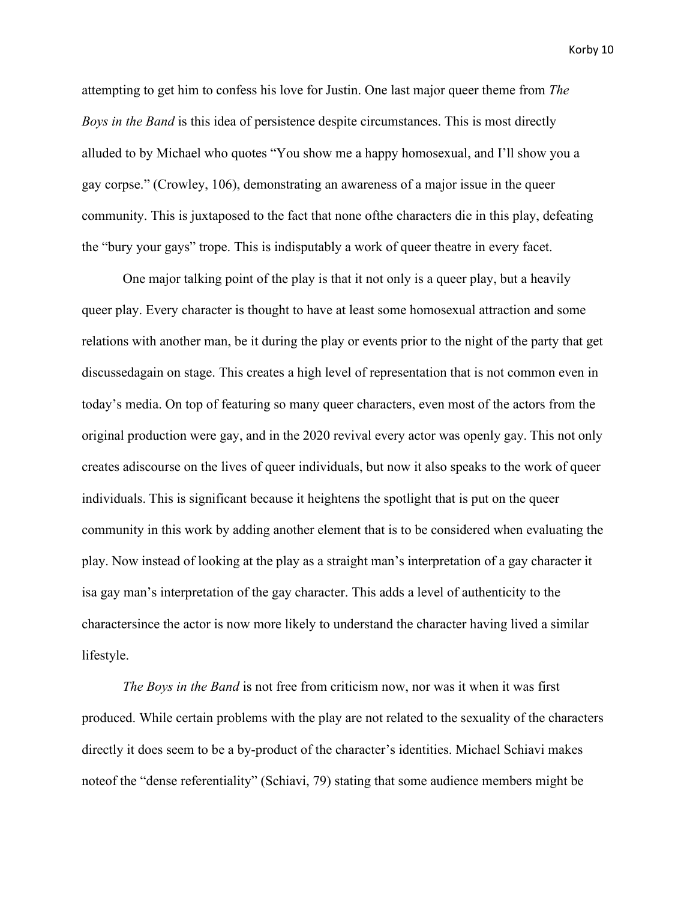attempting to get him to confess his love for Justin. One last major queer theme from *The Boys in the Band* is this idea of persistence despite circumstances. This is most directly alluded to by Michael who quotes “You show me a happy homosexual, and I’ll show you a gay corpse.” (Crowley, 106), demonstrating an awareness of a major issue in the queer community. This is juxtaposed to the fact that none ofthe characters die in this play, defeating the “bury your gays” trope. This is indisputably a work of queer theatre in every facet.

One major talking point of the play is that it not only is a queer play, but a heavily queer play. Every character is thought to have at least some homosexual attraction and some relations with another man, be it during the play or events prior to the night of the party that get discussedagain on stage. This creates a high level of representation that is not common even in today’s media. On top of featuring so many queer characters, even most of the actors from the original production were gay, and in the 2020 revival every actor was openly gay. This not only creates adiscourse on the lives of queer individuals, but now it also speaks to the work of queer individuals. This is significant because it heightens the spotlight that is put on the queer community in this work by adding another element that is to be considered when evaluating the play. Now instead of looking at the play as a straight man’s interpretation of a gay character it isa gay man’s interpretation of the gay character. This adds a level of authenticity to the charactersince the actor is now more likely to understand the character having lived a similar lifestyle.

*The Boys in the Band* is not free from criticism now, nor was it when it was first produced. While certain problems with the play are not related to the sexuality of the characters directly it does seem to be a by-product of the character’s identities. Michael Schiavi makes noteof the “dense referentiality” (Schiavi, 79) stating that some audience members might be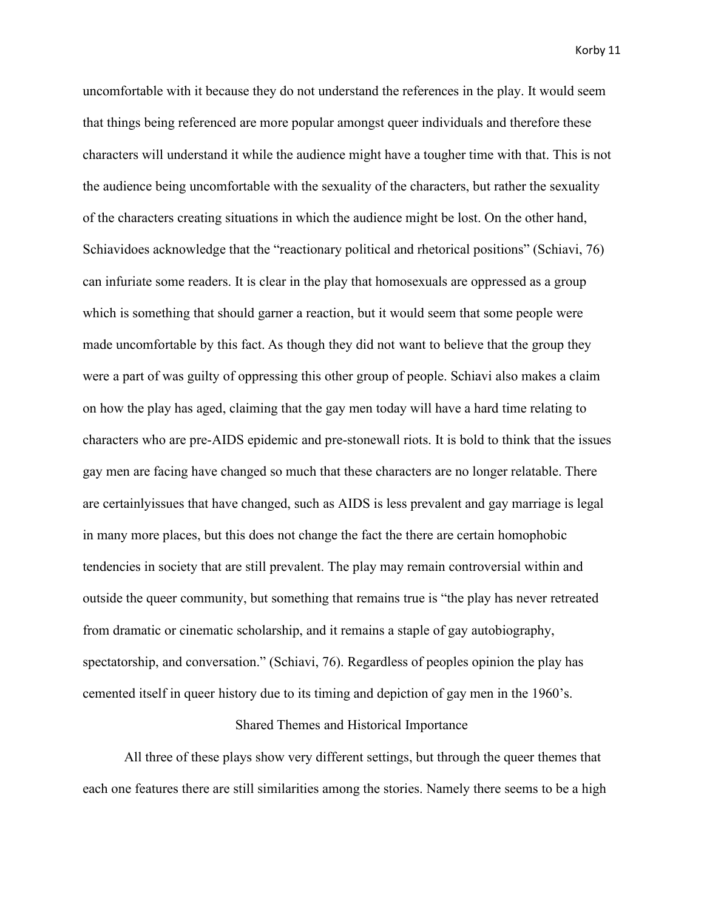uncomfortable with it because they do not understand the references in the play. It would seem that things being referenced are more popular amongst queer individuals and therefore these characters will understand it while the audience might have a tougher time with that. This is not the audience being uncomfortable with the sexuality of the characters, but rather the sexuality of the characters creating situations in which the audience might be lost. On the other hand, Schiavidoes acknowledge that the "reactionary political and rhetorical positions" (Schiavi, 76) can infuriate some readers. It is clear in the play that homosexuals are oppressed as a group which is something that should garner a reaction, but it would seem that some people were made uncomfortable by this fact. As though they did not want to believe that the group they were a part of was guilty of oppressing this other group of people. Schiavi also makes a claim on how the play has aged, claiming that the gay men today will have a hard time relating to characters who are pre-AIDS epidemic and pre-stonewall riots. It is bold to think that the issues gay men are facing have changed so much that these characters are no longer relatable. There are certainlyissues that have changed, such as AIDS is less prevalent and gay marriage is legal in many more places, but this does not change the fact the there are certain homophobic tendencies in society that are still prevalent. The play may remain controversial within and outside the queer community, but something that remains true is "the play has never retreated from dramatic or cinematic scholarship, and it remains a staple of gay autobiography, spectatorship, and conversation." (Schiavi, 76). Regardless of peoples opinion the play has cemented itself in queer history due to its timing and depiction of gay men in the 1960's.

## Shared Themes and Historical Importance

All three of these plays show very different settings, but through the queer themes that each one features there are still similarities among the stories. Namely there seems to be a high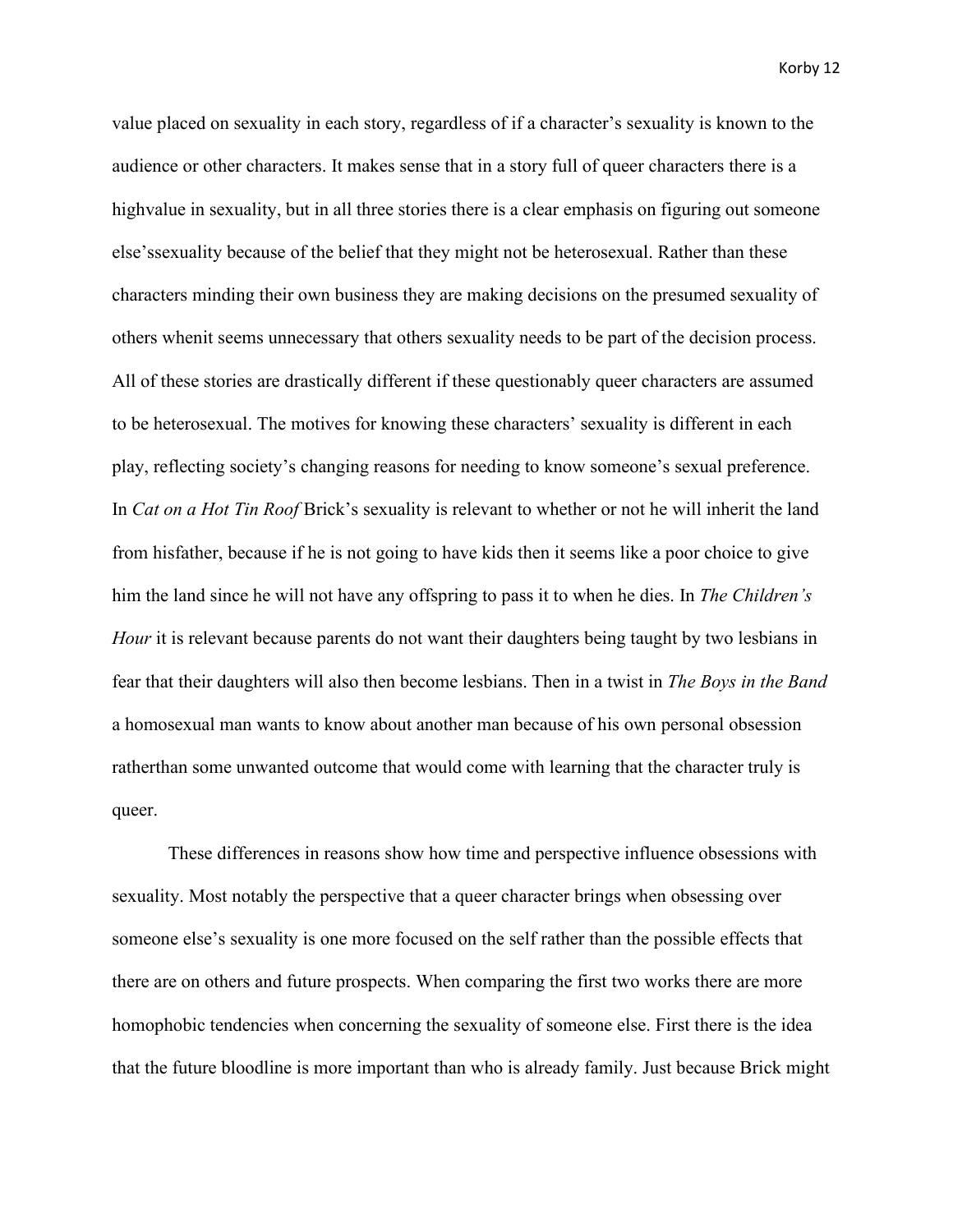value placed on sexuality in each story, regardless of if a character's sexuality is known to the audience or other characters. It makes sense that in a story full of queer characters there is a highvalue in sexuality, but in all three stories there is a clear emphasis on figuring out someone else'ssexuality because of the belief that they might not be heterosexual. Rather than these characters minding their own business they are making decisions on the presumed sexuality of others whenit seems unnecessary that others sexuality needs to be part of the decision process. All of these stories are drastically different if these questionably queer characters are assumed to be heterosexual. The motives for knowing these characters' sexuality is different in each play, reflecting society's changing reasons for needing to know someone's sexual preference. In *Cat on a Hot Tin Roof* Brick's sexuality is relevant to whether or not he will inherit the land from hisfather, because if he is not going to have kids then it seems like a poor choice to give him the land since he will not have any offspring to pass it to when he dies. In *The Children's Hour* it is relevant because parents do not want their daughters being taught by two lesbians in fear that their daughters will also then become lesbians. Then in a twist in *The Boys in the Band* a homosexual man wants to know about another man because of his own personal obsession ratherthan some unwanted outcome that would come with learning that the character truly is queer.

These differences in reasons show how time and perspective influence obsessions with sexuality. Most notably the perspective that a queer character brings when obsessing over someone else's sexuality is one more focused on the self rather than the possible effects that there are on others and future prospects. When comparing the first two works there are more homophobic tendencies when concerning the sexuality of someone else. First there is the idea that the future bloodline is more important than who is already family. Just because Brick might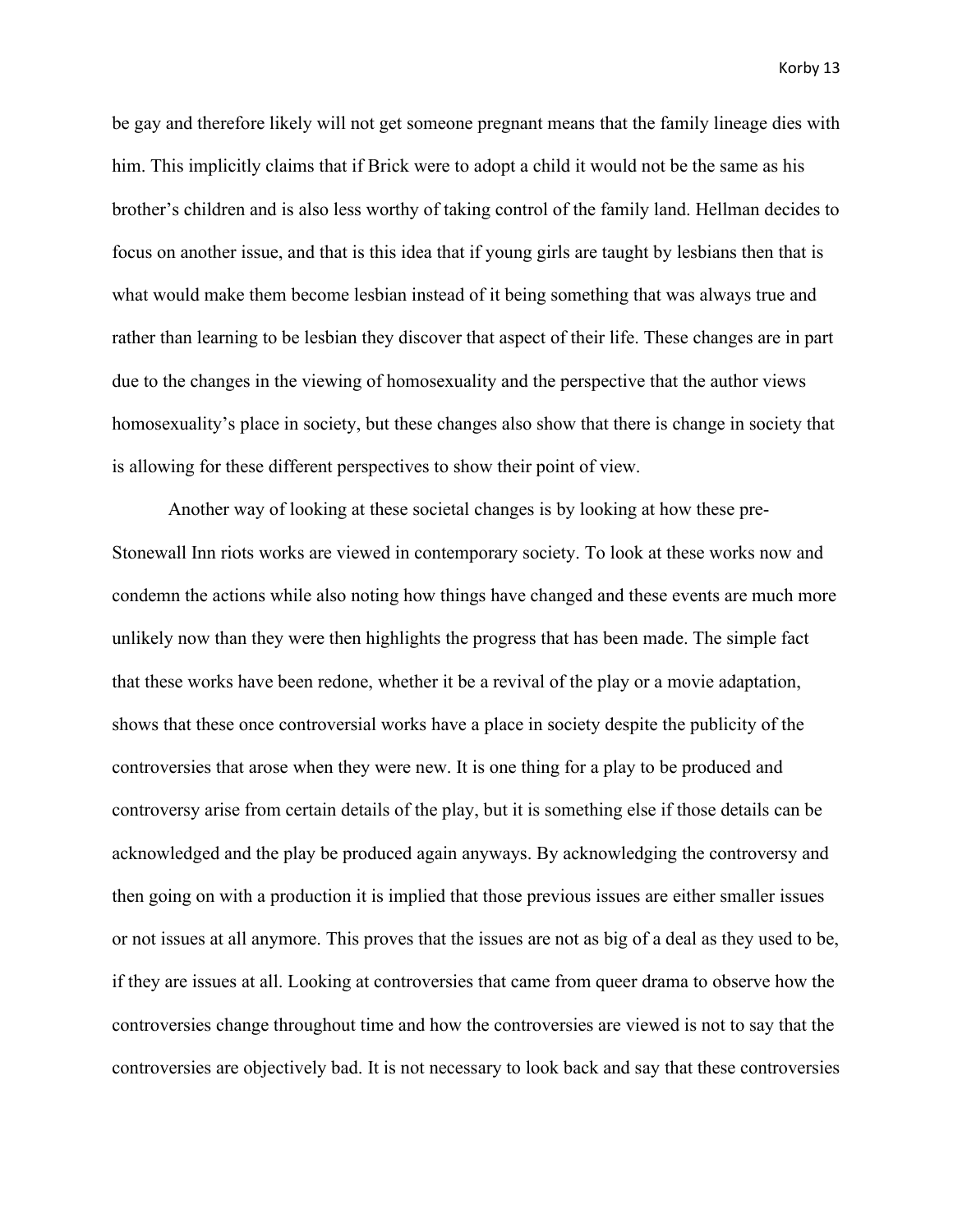be gay and therefore likely will not get someone pregnant means that the family lineage dies with him. This implicitly claims that if Brick were to adopt a child it would not be the same as his brother's children and is also less worthy of taking control of the family land. Hellman decides to focus on another issue, and that is this idea that if young girls are taught by lesbians then that is what would make them become lesbian instead of it being something that was always true and rather than learning to be lesbian they discover that aspect of their life. These changes are in part due to the changes in the viewing of homosexuality and the perspective that the author views homosexuality's place in society, but these changes also show that there is change in society that is allowing for these different perspectives to show their point of view.

Another way of looking at these societal changes is by looking at how these pre-Stonewall Inn riots works are viewed in contemporary society. To look at these works now and condemn the actions while also noting how things have changed and these events are much more unlikely now than they were then highlights the progress that has been made. The simple fact that these works have been redone, whether it be a revival of the play or a movie adaptation, shows that these once controversial works have a place in society despite the publicity of the controversies that arose when they were new. It is one thing for a play to be produced and controversy arise from certain details of the play, but it is something else if those details can be acknowledged and the play be produced again anyways. By acknowledging the controversy and then going on with a production it is implied that those previous issues are either smaller issues or not issues at all anymore. This proves that the issues are not as big of a deal as they used to be, if they are issues at all. Looking at controversies that came from queer drama to observe how the controversies change throughout time and how the controversies are viewed is not to say that the controversies are objectively bad. It is not necessary to look back and say that these controversies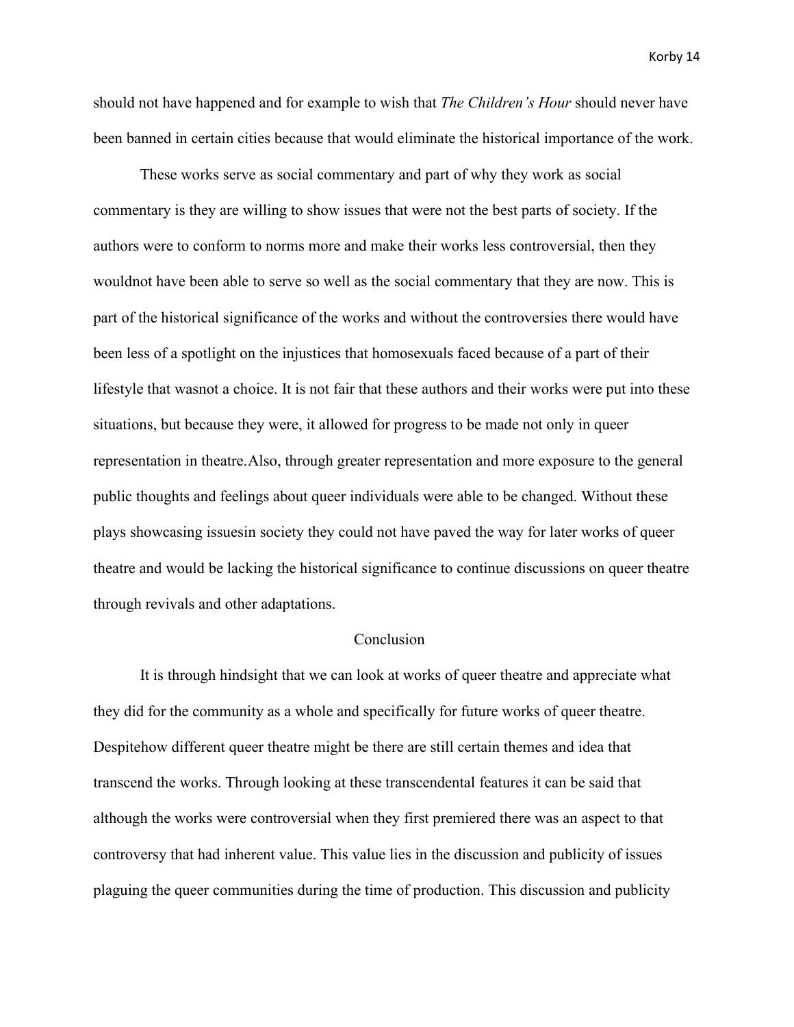should not have happened and for example to wish that *The Children's Hour* should never have been banned in certain cities because that would eliminate the historical importance of the work.

These works serve as social commentary and part of why they work as social commentary is they are willing to show issues that were not the best parts of society. If the authors were to conform to norms more and make their works less controversial, then they wouldnot have been able to serve so well as the social commentary that they are now. This is part of the historical significance of the works and without the controversies there would have been less of a spotlight on the injustices that homosexuals faced because of a part of their lifestyle that wasnot a choice. It is not fair that these authors and their works were put into these situations, but because they were, it allowed for progress to be made not only in queer representation in theatre.Also, through greater representation and more exposure to the general public thoughts and feelings about queer individuals were able to be changed. Without these plays showcasing issuesin society they could not have paved the way for later works of queer theatre and would be lacking the historical significance to continue discussions on queer theatre through revivals and other adaptations.

## Conclusion

It is through hindsight that we can look at works of queer theatre and appreciate what they did for the community as a whole and specifically for future works of queer theatre. Despitehow different queer theatre might be there are still certain themes and idea that transcend the works. Through looking at these transcendental features it can be said that although the works were controversial when they first premiered there was an aspect to that controversy that had inherent value. This value lies in the discussion and publicity of issues plaguing the queer communities during the time of production. This discussion and publicity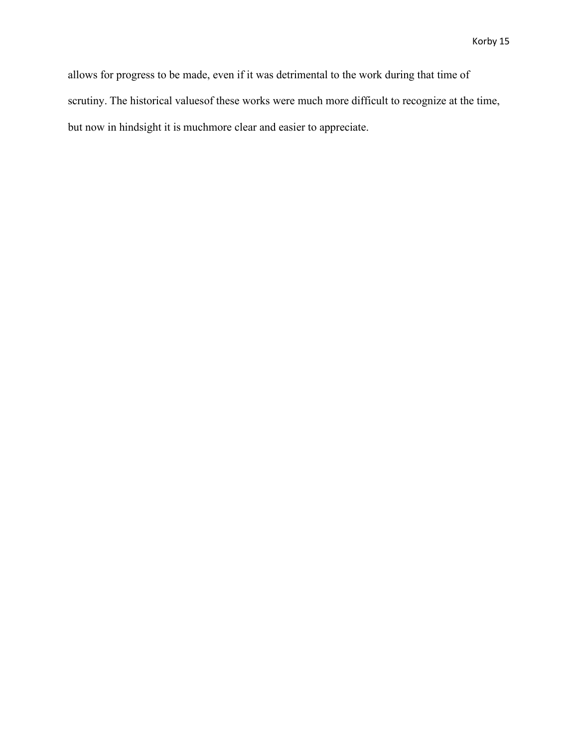allows for progress to be made, even if it was detrimental to the work during that time of scrutiny. The historical valuesof these works were much more difficult to recognize at the time, but now in hindsight it is muchmore clear and easier to appreciate.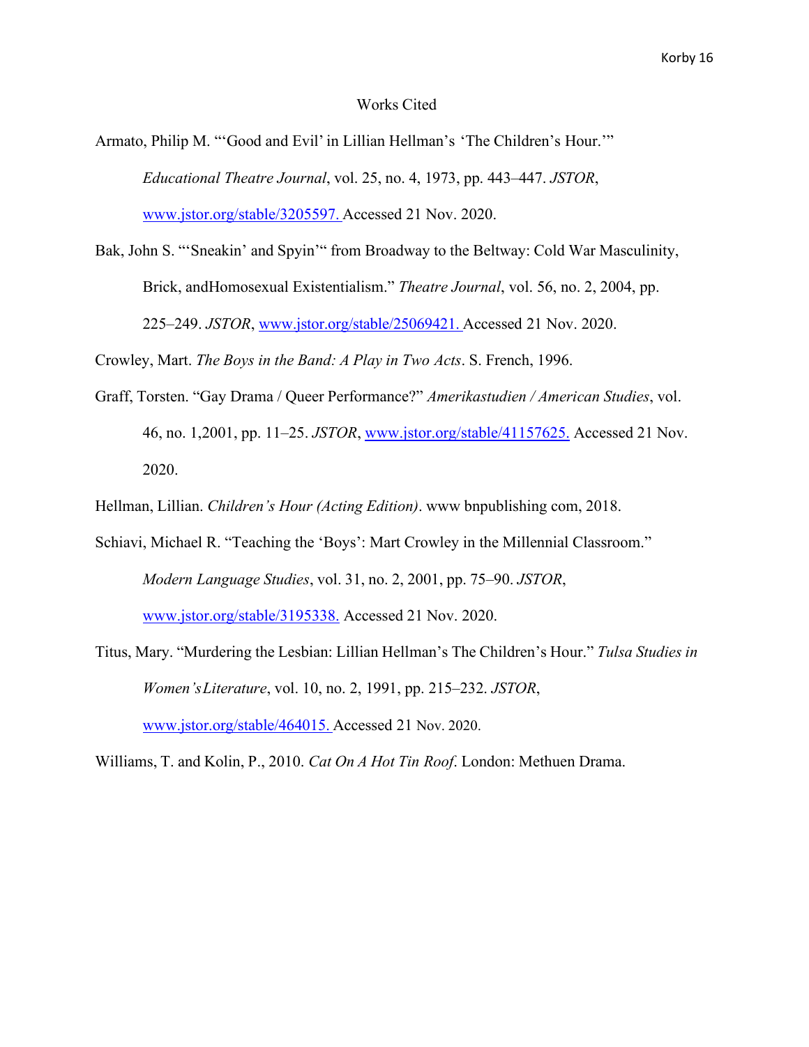# Works Cited

Armato, Philip M. "'Good and Evil' in Lillian Hellman's 'The Children's Hour.'" *Educational Theatre Journal*, vol. 25, no. 4, 1973, pp. 443–447. *JSTOR*, www.jstor.org/stable/3205597. Accessed 21 Nov. 2020.

Bak, John S. "'Sneakin' and Spyin'" from Broadway to the Beltway: Cold War Masculinity, Brick, andHomosexual Existentialism." *Theatre Journal*, vol. 56, no. 2, 2004, pp. 225–249. *JSTOR*, www.jstor.org/stable/25069421. Accessed 21 Nov. 2020.

Crowley, Mart. *The Boys in the Band: A Play in Two Acts*. S. French, 1996.

Graff, Torsten. "Gay Drama / Queer Performance?" *Amerikastudien / American Studies*, vol. 46, no. 1,2001, pp. 11–25. *JSTOR*, www.jstor.org/stable/41157625. Accessed 21 Nov. 2020.

Hellman, Lillian. *Children's Hour (Acting Edition)*. www bnpublishing com, 2018.

Schiavi, Michael R. "Teaching the 'Boys': Mart Crowley in the Millennial Classroom." *Modern Language Studies*, vol. 31, no. 2, 2001, pp. 75–90. *JSTOR*, www.jstor.org/stable/3195338. Accessed 21 Nov. 2020.

Titus, Mary. "Murdering the Lesbian: Lillian Hellman's The Children's Hour." *Tulsa Studies in Women's Literature*, vol. 10, no. 2, 1991, pp. 215–232. *JSTOR*, www.jstor.org/stable/464015. Accessed 21 Nov. 2020.

Williams, T. and Kolin, P., 2010. *Cat On A Hot Tin Roof*. London: Methuen Drama.